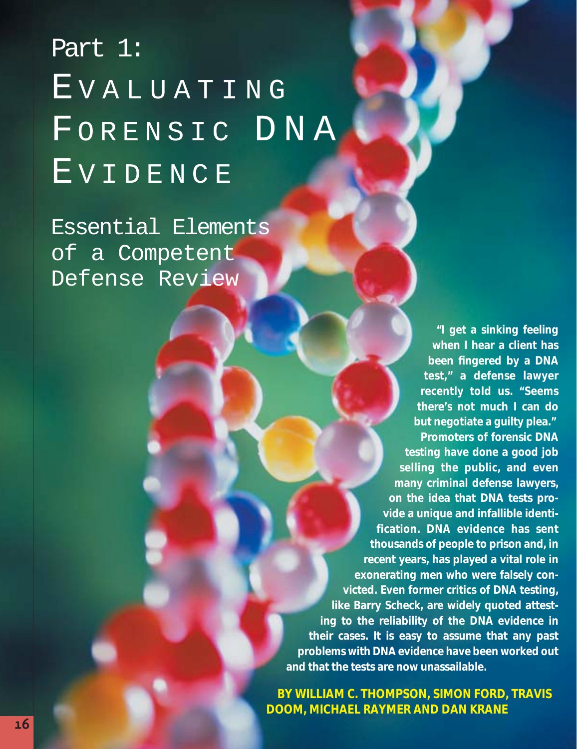# Part 1: Evaluating Forensic DNA Evidence

## Essential Elements of a Competent Defense Review

**"I get a sinking feeling when I hear a client has been fingered by a DNA test," a defense lawyer recently told us. "Seems there's not much I can do but negotiate a guilty plea." Promoters of forensic DNA testing have done a good job selling the public, and even many criminal defense lawyers, on the idea that DNA tests provide a unique and infallible identification. DNA evidence has sent thousands of people to prison and, in recent years, has played a vital role in exonerating men who were falsely convicted. Even former critics of DNA testing, like Barry Scheck, are widely quoted attesting to the reliability of the DNA evidence in their cases. It is easy to assume that any past problems with DNA evidence have been worked out and that the tests are now unassailable.**

**BY WILLIAM C. THOMPSON, SIMON FORD, TRAVIS DOOM, MICHAEL RAYMER AND DAN KRANE**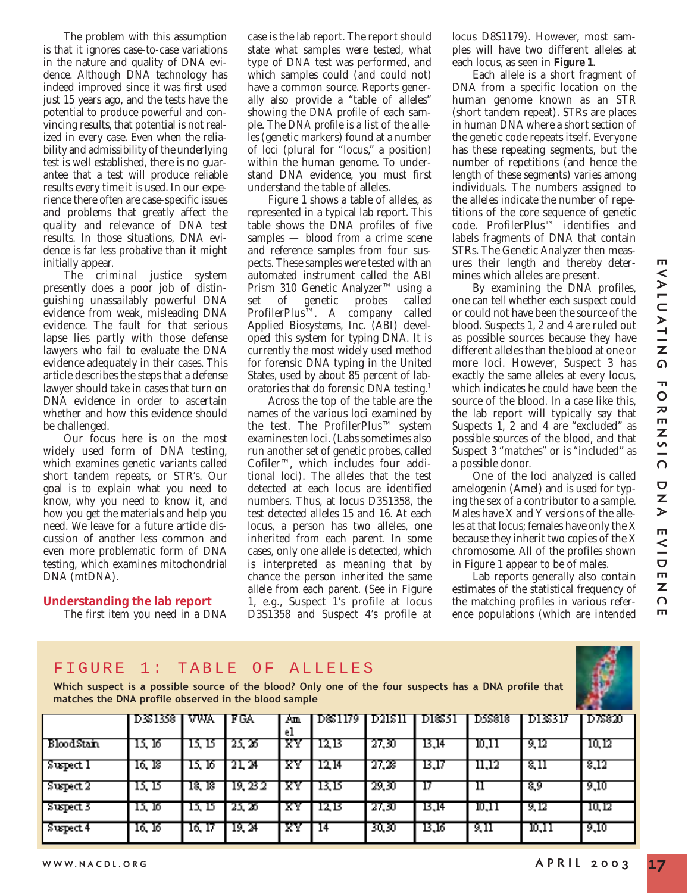The problem with this assumption is that it ignores case-to-case variations in the nature and quality of DNA evidence. Although DNA technology has indeed improved since it was first used just 15 years ago, and the tests have the potential to produce powerful and convincing results, that potential is not realized in every case. Even when the reliability and admissibility of the underlying test is well established, there is no guarantee that a test will produce reliable results every time it is used. In our experience there often are case-specific issues and problems that greatly affect the quality and relevance of DNA test results. In those situations, DNA evidence is far less probative than it might initially appear.

The criminal justice system presently does a poor job of distinguishing unassailably powerful DNA evidence from weak, misleading DNA evidence. The fault for that serious lapse lies partly with those defense lawyers who fail to evaluate the DNA evidence adequately in their cases. This article describes the steps that a defense lawyer should take in cases that turn on DNA evidence in order to ascertain whether and how this evidence should be challenged.

Our focus here is on the most widely used form of DNA testing, which examines genetic variants called short tandem repeats, or STR's. Our goal is to explain what you need to know, why you need to know it, and how you get the materials and help you need. We leave for a future article discussion of another less common and even more problematic form of DNA testing, which examines mitochondrial DNA (mtDNA).

## Understanding the lab report

The first item you need in a DNA case is the lab report. The report should state what samples were tested, what type of DNA test was performed, and which samples could (and could not) have a common source. Reports generally also provide a "table of alleles" showing the *DNA profile* of each sample. The *DNA profile* is a list of the *alleles* (genetic markers) found at a number of *loci* (plural for "locus," a position) within the human genome. To understand DNA evidence, you must first understand the table of alleles.

Figure 1 shows a table of alleles, as represented in a typical lab report. This table shows the DNA profiles of five samples — blood from a crime scene and reference samples from four suspects. These samples were tested with an automated instrument called the ABI Prism 310 Genetic Analyzer™ using a set of genetic probes called ProfilerPlus™. A company called Applied Biosystems, Inc. (ABI) developed this system for typing DNA. It is currently the most widely used method for forensic DNA typing in the United States, used by about 85 percent of laboratories that do forensic DNA testing.[1]

Across the top of the table are the names of the various loci examined by the test. The ProfilerPlus™ system examines ten loci. (Labs sometimes also run another set of genetic probes, called Cofiler™, which includes four additional loci). The alleles that the test detected at each locus are identified numbers. Thus, at locus D3S1358, the test detected alleles 15 and 16. At each locus, a person has two alleles, one inherited from each parent. In some cases, only one allele is detected, which is interpreted as meaning that by chance the person inherited the same allele from each parent. (See in Figure 1, e.g., Suspect 1's profile at locus D3S1358 and Suspect 4's profile at locus D8S1179). However, most samples will have two different alleles at each locus, as seen in **Figure 1**.

Each allele is a short fragment of DNA from a specific location on the human genome known as an STR (short tandem repeat). STRs are places in human DNA where a short section of the genetic code repeats itself. Everyone has these repeating segments, but the number of repetitions (and hence the length of these segments) varies among individuals. The numbers assigned to the alleles indicate the number of repetitions of the core sequence of genetic code. ProfilerPlus™ identifies and labels fragments of DNA that contain STRs. The Genetic Analyzer then measures their length and thereby determines which alleles are present.

By examining the DNA profiles, one can tell whether each suspect could or could not have been the source of the blood. Suspects 1, 2 and 4 are ruled out as possible sources because they have different alleles than the blood at one or more loci. However, Suspect 3 has exactly the same alleles at every locus, which indicates he could have been the source of the blood. In a case like this, the lab report will typically say that Suspects 1, 2 and 4 are "excluded" as possible sources of the blood, and that Suspect 3 "matches" or is "included" as a possible donor.

One of the loci analyzed is called amelogenin (Amel) and is used for typing the sex of a contributor to a sample. Males have X and Y versions of the alleles at that locus; females have only the X because they inherit two copies of the X chromosome. All of the profiles shown in Figure 1 appear to be of males.

Lab reports generally also contain estimates of the statistical frequency of the matching profiles in various reference populations (which are intended

## FIGURE 1: TABLE OF ALLELES

**Which suspect is a possible source of the blood? Only one of the four suspects has a DNA profile that matches the DNA profile observed in the blood sample**

| | D3S1358 | VWA | FGA | Amel | D8S1179 | D21S11 | D18S51 | D5S818 | D13S317 | D7S820 |
|---|---|---|---|---|---|---|---|---|---|---|
| Blood Stain | 15, 16 | 15, 15 | 25, 26 | XY | 12,13 | 27,30 | 13,14 | 10,11 | 9,12 | 10,12 |
| Suspect 1 | 16, 18 | 15, 16 | 21, 24 | XY | 12,14 | 27,28 | 13,17 | 11,12 | 8,11 | 8,12 |
| Suspect 2 | 15, 15 | 18, 18 | 19, 23.2 | XY | 13,15 | 29,30 | 17 | 11 | 8,9 | 9,10 |
| Suspect 3 | 15, 16 | 15, 15 | 25, 26 | XY | 12,13 | 27,30 | 13,14 | 10,11 | 9,12 | 10,12 |
| Suspect 4 | 16, 16 | 16, 17 | 19, 24 | XY | 14 | 30,30 | 13,16 | 9,11 | 10,11 | 9,10 |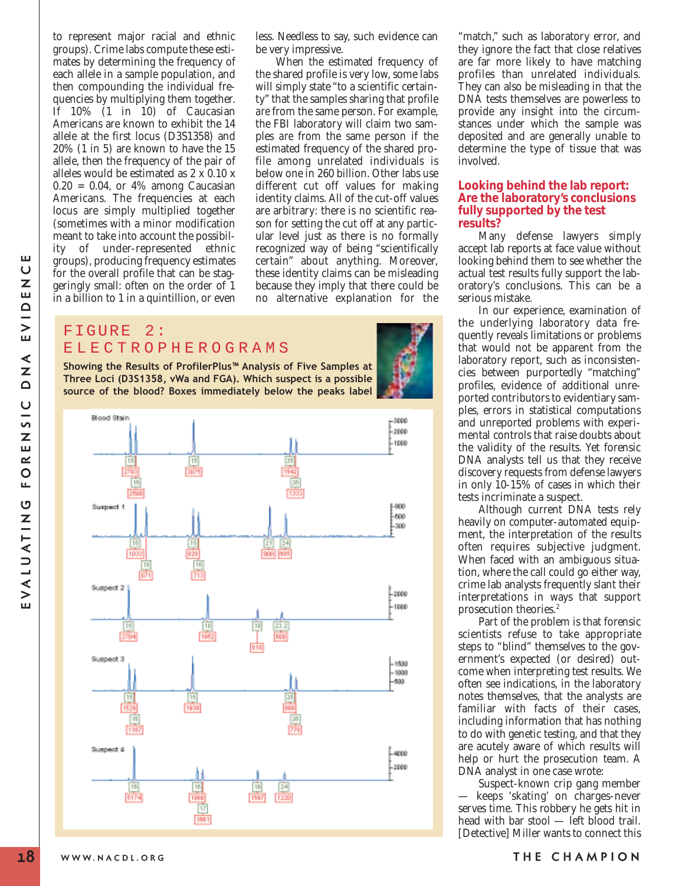to represent major racial and ethnic groups). Crime labs compute these estimates by determining the frequency of each allele in a sample population, and then compounding the individual frequencies by multiplying them together. If 10% (1 in 10) of Caucasian Americans are known to exhibit the 14 allele at the first locus (D3S1358) and 20% (1 in 5) are known to have the 15 allele, then the frequency of the pair of alleles would be estimated as 2 x 0.10 x 0.20 = 0.04, or 4% among Caucasian Americans. The frequencies at each locus are simply multiplied together (sometimes with a minor modification meant to take into account the possibility of under-represented ethnic groups), producing frequency estimates for the overall profile that can be staggeringly small: often on the order of 1 in a billion to 1 in a quintillion, or even less. Needless to say, such evidence can be very impressive.

When the estimated frequency of the shared profile is very low, some labs will simply state "to a scientific certainty" that the samples sharing that profile are from the same person. For example, the FBI laboratory will claim two samples are from the same person if the estimated frequency of the shared profile among unrelated individuals is below one in 260 billion. Other labs use different cut off values for making identity claims. All of the cut-off values are arbitrary: there is no scientific reason for setting the cut off at any particular level just as there is no formally recognized way of being "scientifically certain" about anything. Moreover, these identity claims can be misleading because they imply that there could be no alternative explanation for the "match," such as laboratory error, and they ignore the fact that close relatives are far more likely to have matching profiles than unrelated individuals. They can also be misleading in that the DNA tests themselves are powerless to provide any insight into the circumstances under which the sample was deposited and are generally unable to determine the type of tissue that was involved.

## FIGURE 2: ELECTROPHEROGRAMS

**Showing the Results of ProfilerPlus™ Analysis of Five Samples at Three Loci (D3S1358, vWa and FGA). Which suspect is a possible source of the blood? Boxes immediately below the peaks label**

## Looking behind the lab report: Are the laboratory's conclusions fully supported by the test results?

Many defense lawyers simply accept lab reports at face value without looking behind them to see whether the actual test results fully support the laboratory's conclusions. This can be a serious mistake.

In our experience, examination of the underlying laboratory data frequently reveals limitations or problems that would not be apparent from the laboratory report, such as inconsistencies between purportedly "matching" profiles, evidence of additional unreported contributors to evidentiary samples, errors in statistical computations and unreported problems with experimental controls that raise doubts about the validity of the results. Yet forensic DNA analysts tell us that they receive discovery requests from defense lawyers in only 10-15% of cases in which their tests incriminate a suspect.

Although current DNA tests rely heavily on computer-automated equipment, the interpretation of the results often requires subjective judgment. When faced with an ambiguous situation, where the call could go either way, crime lab analysts frequently slant their interpretations in ways that support prosecution theories.[2]

Part of the problem is that forensic scientists refuse to take appropriate steps to "blind" themselves to the government's expected (or desired) outcome when interpreting test results. We often see indications, in the laboratory notes themselves, that the analysts are familiar with facts of their cases, including information that has nothing to do with genetic testing, and that they are acutely aware of which results will help or hurt the prosecution team. A DNA analyst in one case wrote:

Suspect-known crip gang member — keeps 'skating' on charges-never serves time. This robbery he gets hit in head with bar stool — left blood trail. [Detective] Miller wants to connect this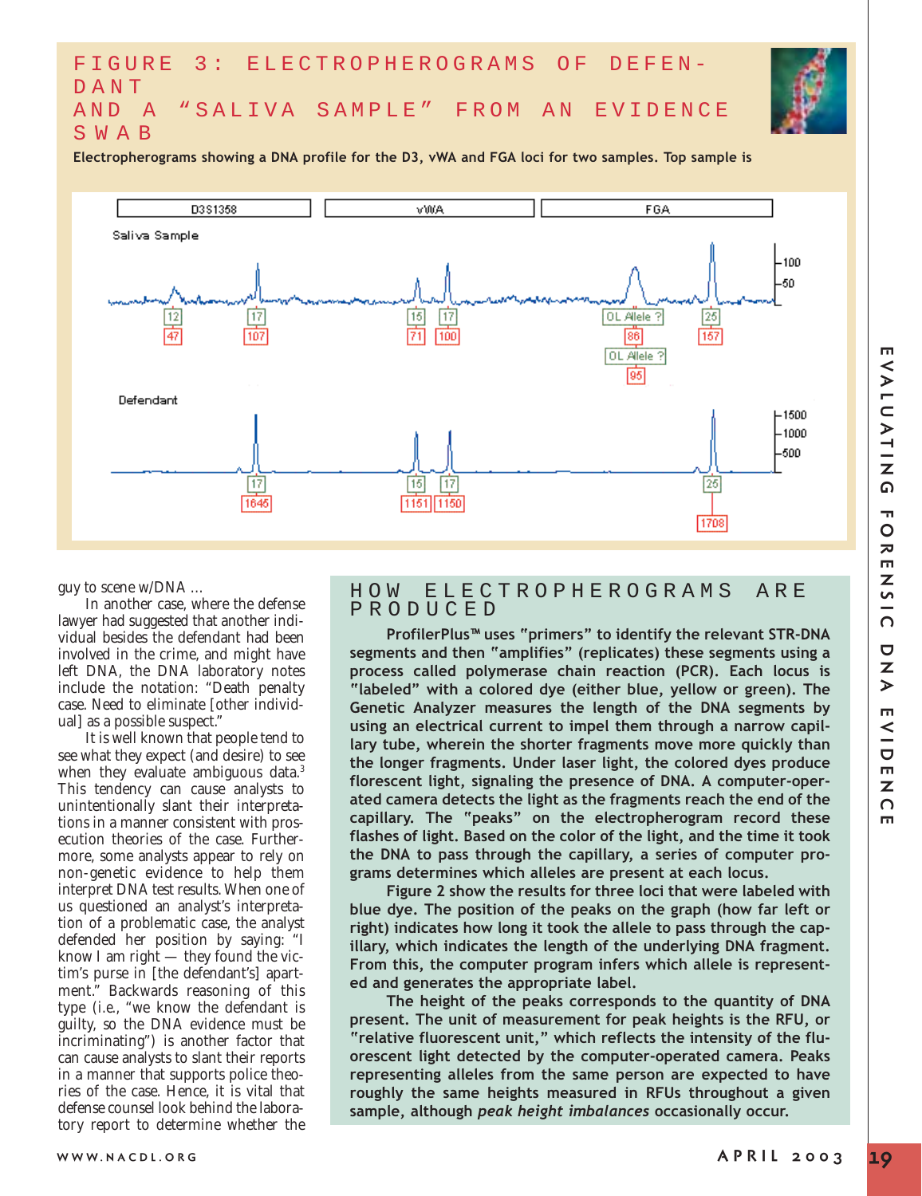## FIGURE 3: ELECTROPHEROGRAMS OF DEFENDANT AND A "SALIVA SAMPLE" FROM AN EVIDENCE SWAB

**Electropherograms showing a DNA profile for the D3, vWA and FGA loci for two samples. Top sample is**

D3S1358 | vWA | FGA

Saliva Sample

12 / 47 — 17 / 107 — 15 / 71 — 17 / 100 — OL Allele ? / 86 — OL Allele ? / 95 — 25 / 157

Defendant

17 / 1645 — 15 / 1151 — 17 / 1150 — 25 / 1708

guy to scene w/DNA ...

In another case, where the defense lawyer had suggested that another individual besides the defendant had been involved in the crime, and might have left DNA, the DNA laboratory notes include the notation: "Death penalty case. Need to eliminate [other individual] as a possible suspect."

It is well known that people tend to see what they expect (and desire) to see when they evaluate ambiguous data.[3] This tendency can cause analysts to unintentionally slant their interpretations in a manner consistent with prosecution theories of the case. Furthermore, some analysts appear to rely on non-genetic evidence to help them interpret DNA test results. When one of us questioned an analyst's interpretation of a problematic case, the analyst defended her position by saying: "I know I am right — they found the victim's purse in [the defendant's] apartment." Backwards reasoning of this type (i.e., "we know the defendant is guilty, so the DNA evidence must be incriminating") is another factor that can cause analysts to slant their reports in a manner that supports police theories of the case. Hence, it is vital that defense counsel look behind the laboratory report to determine whether the

## HOW ELECTROPHEROGRAMS ARE PRODUCED

**ProfilerPlus™ uses "primers" to identify the relevant STR-DNA segments and then "amplifies" (replicates) these segments using a process called polymerase chain reaction (PCR). Each locus is "labeled" with a colored dye (either blue, yellow or green). The Genetic Analyzer measures the length of the DNA segments by using an electrical current to impel them through a narrow capillary tube, wherein the shorter fragments move more quickly than the longer fragments. Under laser light, the colored dyes produce florescent light, signaling the presence of DNA. A computer-operated camera detects the light as the fragments reach the end of the capillary. The "peaks" on the electropherogram record these flashes of light. Based on the color of the light, and the time it took the DNA to pass through the capillary, a series of computer programs determines which alleles are present at each locus.**

**Figure 2 show the results for three loci that were labeled with blue dye. The position of the peaks on the graph (how far left or right) indicates how long it took the allele to pass through the capillary, which indicates the length of the underlying DNA fragment. From this, the computer program infers which allele is represented and generates the appropriate label.**

**The height of the peaks corresponds to the quantity of DNA present. The unit of measurement for peak heights is the RFU, or "relative fluorescent unit," which reflects the intensity of the fluorescent light detected by the computer-operated camera. Peaks representing alleles from the same person are expected to have roughly the same heights measured in RFUs throughout a given sample, although *peak height imbalances* occasionally occur.**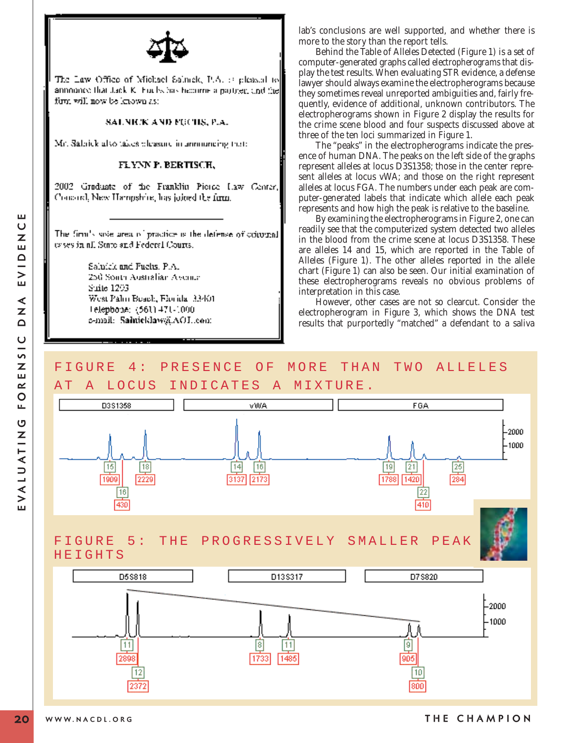The Law Office of Michael Salnick, P.A. is pleased to announce that Jack K. Fuchs has become a partner, and the firm will now be known as:

**SALNICK AND FUCHS, P.A.**

Mr. Salnick also takes pleasure in announcing that:

**FLYNN P. BERTISCH,**

2002 Graduate of the Franklin Pierce Law Center, Concord, New Hampshire, has joined the firm.

---

The firm's sole area of practice is the defense of criminal cases in all State and Federal Courts.

Salnick and Fuchs, P.A.
250 South Australian Avenue
Suite 1203
West Palm Beach, Florida 33401
Telephone: (561) 471-1000
e-mail: Salnicklaw@AOL.com

lab's conclusions are well supported, and whether there is more to the story than the report tells.

Behind the Table of Alleles Detected (Figure 1) is a set of computer-generated graphs called *electropherograms* that display the test results. When evaluating STR evidence, a defense lawyer should always examine the electropherograms because they sometimes reveal unreported ambiguities and, fairly frequently, evidence of additional, unknown contributors. The electropherograms shown in Figure 2 display the results for the crime scene blood and four suspects discussed above at three of the ten loci summarized in Figure 1.

The "peaks" in the electropherograms indicate the presence of human DNA. The peaks on the left side of the graphs represent alleles at locus D3S1358; those in the center represent alleles at locus vWA; and those on the right represent alleles at locus FGA. The numbers under each peak are computer-generated labels that indicate which allele each peak represents and how high the peak is relative to the baseline.

By examining the electropherograms in Figure 2, one can readily see that the computerized system detected two alleles in the blood from the crime scene at locus D3S1358. These are alleles 14 and 15, which are reported in the Table of Alleles (Figure 1). The other alleles reported in the allele chart (Figure 1) can also be seen. Our initial examination of these electropherograms reveals no obvious problems of interpretation in this case.

However, other cases are not so clearcut. Consider the electropherogram in Figure 3, which shows the DNA test results that purportedly "matched" a defendant to a saliva

FIGURE 4: PRESENCE OF MORE THAN TWO ALLELES AT A LOCUS INDICATES A MIXTURE.

FIGURE 5: THE PROGRESSIVELY SMALLER PEAK HEIGHTS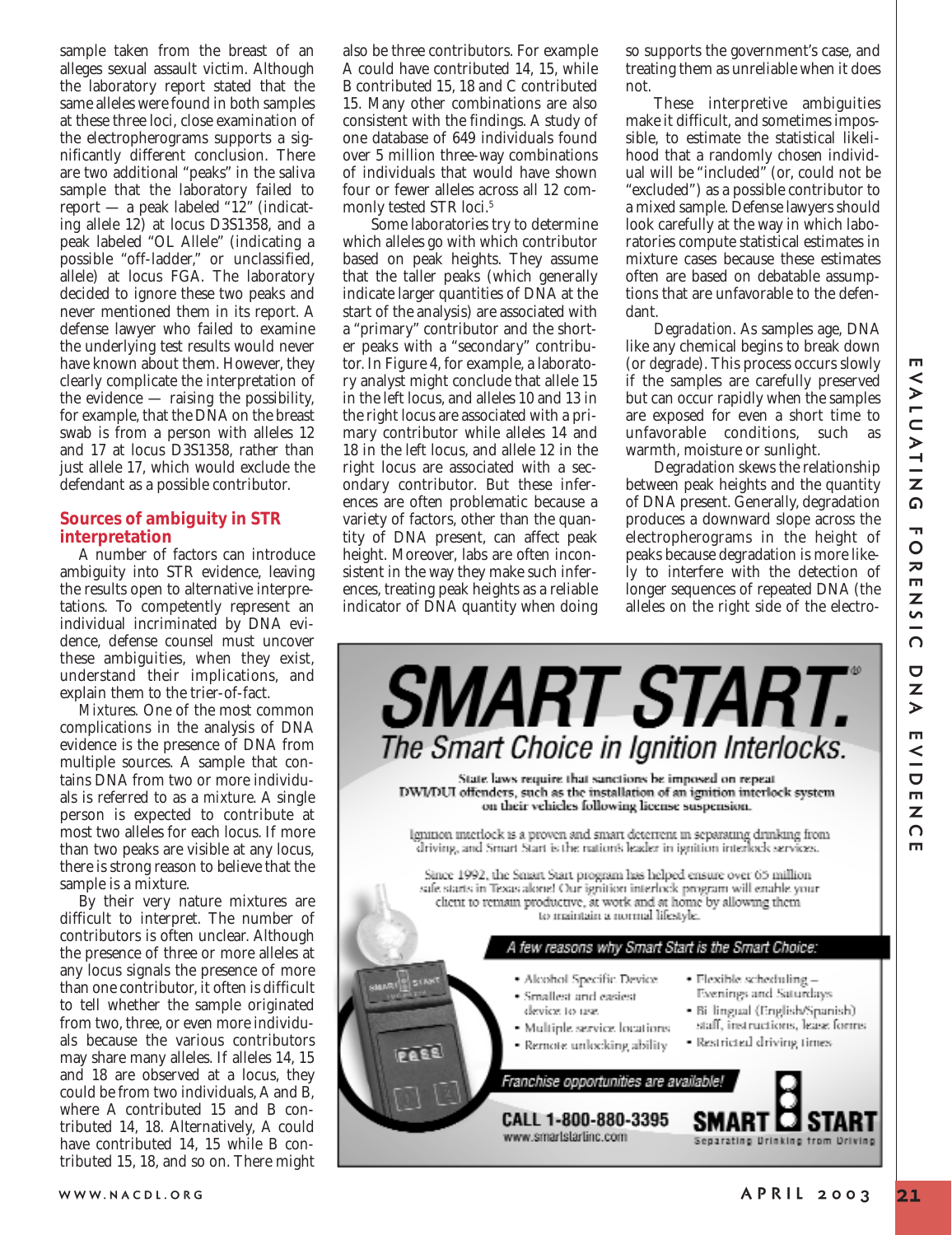sample taken from the breast of an alleges sexual assault victim. Although the laboratory report stated that the same alleles were found in both samples at these three loci, close examination of the electropherograms supports a significantly different conclusion. There are two additional "peaks" in the saliva sample that the laboratory failed to report — a peak labeled "12" (indicating allele 12) at locus D3S1358, and a peak labeled "OL Allele" (indicating a possible "off-ladder," or unclassified, allele) at locus FGA. The laboratory decided to ignore these two peaks and never mentioned them in its report. A defense lawyer who failed to examine the underlying test results would never have known about them. However, they clearly complicate the interpretation of the evidence — raising the possibility, for example, that the DNA on the breast swab is from a person with alleles 12 and 17 at locus D3S1358, rather than just allele 17, which would exclude the defendant as a possible contributor.

## Sources of ambiguity in STR interpretation

A number of factors can introduce ambiguity into STR evidence, leaving the results open to alternative interpretations. To competently represent an individual incriminated by DNA evidence, defense counsel must uncover these ambiguities, when they exist, understand their implications, and explain them to the trier-of-fact.

*Mixtures.* One of the most common complications in the analysis of DNA evidence is the presence of DNA from multiple sources. A sample that contains DNA from two or more individuals is referred to as a *mixture*. A single person is expected to contribute at most two alleles for each locus. If more than two peaks are visible at any locus, there is strong reason to believe that the sample is a mixture.

By their very nature mixtures are difficult to interpret. The number of contributors is often unclear. Although the presence of three or more alleles at any locus signals the presence of more than one contributor, it often is difficult to tell whether the sample originated from two, three, or even more individuals because the various contributors may share many alleles. If alleles 14, 15 and 18 are observed at a locus, they could be from two individuals, A and B, where A contributed 15 and B contributed 14, 18. Alternatively, A could have contributed 14, 15 while B contributed 15, 18, and so on. There might also be three contributors. For example A could have contributed 14, 15, while B contributed 15, 18 and C contributed 15. Many other combinations are also consistent with the findings. A study of one database of 649 individuals found over 5 million three-way combinations of individuals that would have shown four or fewer alleles across all 12 commonly tested STR loci.[5]

Some laboratories try to determine which alleles go with which contributor based on peak heights. They assume that the taller peaks (which generally indicate larger quantities of DNA at the start of the analysis) are associated with a "primary" contributor and the shorter peaks with a "secondary" contributor. In Figure 4, for example, a laboratory analyst might conclude that allele 15 in the left locus, and alleles 10 and 13 in the right locus are associated with a primary contributor while alleles 14 and 18 in the left locus, and allele 12 in the right locus are associated with a secondary contributor. But these inferences are often problematic because a variety of factors, other than the quantity of DNA present, can affect peak height. Moreover, labs are often inconsistent in the way they make such inferences, treating peak heights as a reliable indicator of DNA quantity when doing so supports the government's case, and treating them as unreliable when it does not.

These interpretive ambiguities make it difficult, and sometimes impossible, to estimate the statistical likelihood that a randomly chosen individual will be "included" (or, could not be "excluded") as a possible contributor to a mixed sample. Defense lawyers should look carefully at the way in which laboratories compute statistical estimates in mixture cases because these estimates often are based on debatable assumptions that are unfavorable to the defendant.

*Degradation.* As samples age, DNA like any chemical begins to break down (or *degrade*). This process occurs slowly if the samples are carefully preserved but can occur rapidly when the samples are exposed for even a short time to unfavorable conditions, such as warmth, moisture or sunlight.

Degradation skews the relationship between peak heights and the quantity of DNA present. Generally, degradation produces a downward slope across the electropherograms in the height of peaks because degradation is more likely to interfere with the detection of longer sequences of repeated DNA (the alleles on the right side of the electro-

**SMART START.**
*The Smart Choice in Ignition Interlocks.*

State laws require that sanctions be imposed on repeat DWI/DUI offenders, such as the installation of an ignition interlock system on their vehicles following license suspension.

Ignition interlock is a proven and smart deterrent in separating drinking from driving, and Smart Start is the nation's leader in ignition interlock services.

Since 1992, the Smart Start program has helped ensure over 65 million safe starts in Texas alone! Our ignition interlock program will enable your client to remain productive, at work and at home by allowing them to maintain a normal lifestyle.

*A few reasons why Smart Start is the Smart Choice:*

- Alcohol Specific Device
- Smallest and easiest device to use
- Multiple service locations
- Remote unlocking ability
- Flexible scheduling – Evenings and Saturdays
- Bi lingual (English/Spanish) staff, instructions, lease forms
- Restricted driving times

*Franchise opportunities are available!*

**CALL 1-800-880-3395**
www.smartstartinc.com

SMART START — Separating Drinking from Driving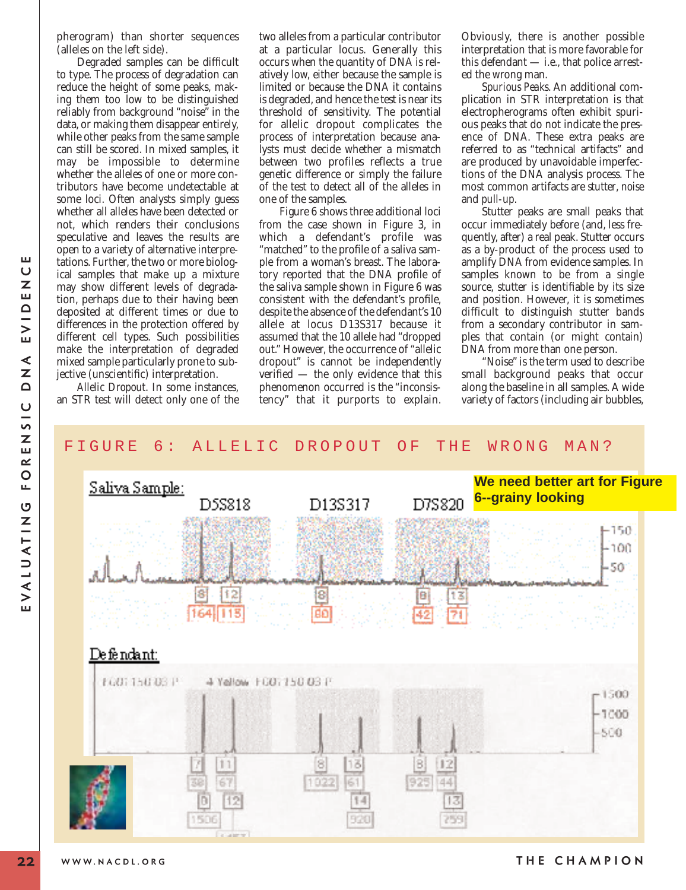pherogram) than shorter sequences (alleles on the left side).

Degraded samples can be difficult to type. The process of degradation can reduce the height of some peaks, making them too low to be distinguished reliably from background "noise" in the data, or making them disappear entirely, while other peaks from the same sample can still be scored. In mixed samples, it may be impossible to determine whether the alleles of one or more contributors have become undetectable at some loci. Often analysts simply guess whether all alleles have been detected or not, which renders their conclusions speculative and leaves the results are open to a variety of alternative interpretations. Further, the two or more biological samples that make up a mixture may show different levels of degradation, perhaps due to their having been deposited at different times or due to differences in the protection offered by different cell types. Such possibilities make the interpretation of degraded mixed sample particularly prone to subjective (unscientific) interpretation.

*Allelic Dropout.* In some instances, an STR test will detect only one of the two alleles from a particular contributor at a particular locus. Generally this occurs when the quantity of DNA is relatively low, either because the sample is limited or because the DNA it contains is degraded, and hence the test is near its threshold of sensitivity. The potential for allelic dropout complicates the process of interpretation because analysts must decide whether a mismatch between two profiles reflects a true genetic difference or simply the failure of the test to detect all of the alleles in one of the samples.

Figure 6 shows three additional loci from the case shown in Figure 3, in which a defendant's profile was "matched" to the profile of a saliva sample from a woman's breast. The laboratory reported that the DNA profile of the saliva sample shown in Figure 6 was consistent with the defendant's profile, despite the absence of the defendant's 10 allele at locus D13S317 because it assumed that the 10 allele had "dropped out." However, the occurrence of "allelic dropout" is cannot be independently verified — the only evidence that this phenomenon occurred is the "inconsistency" that it purports to explain. Obviously, there is another possible interpretation that is more favorable for this defendant — i.e., that police arrested the wrong man.

*Spurious Peaks.* An additional complication in STR interpretation is that electropherograms often exhibit spurious peaks that do not indicate the presence of DNA. These extra peaks are referred to as "technical artifacts" and are produced by unavoidable imperfections of the DNA analysis process. The most common artifacts are *stutter*, *noise* and *pull-up*.

Stutter peaks are small peaks that occur immediately before (and, less frequently, after) a real peak. Stutter occurs as a by-product of the process used to amplify DNA from evidence samples. In samples known to be from a single source, stutter is identifiable by its size and position. However, it is sometimes difficult to distinguish stutter bands from a secondary contributor in samples that contain (or might contain) DNA from more than one person.

"Noise" is the term used to describe small background peaks that occur along the baseline in all samples. A wide variety of factors (including air bubbles,

FIGURE 6: ALLELIC DROPOUT OF THE WRONG MAN?

We need better art for Figure 6--grainy looking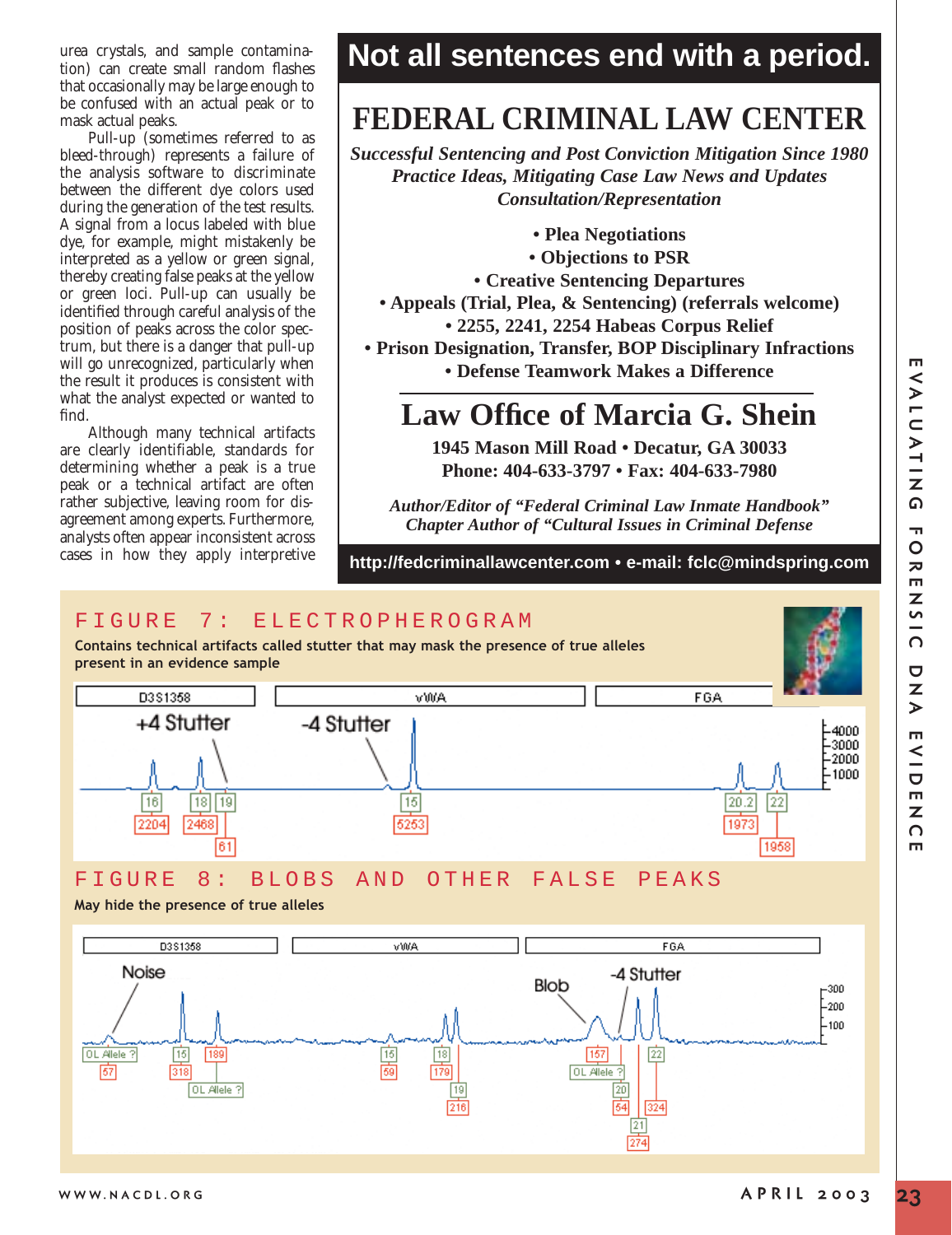urea crystals, and sample contamination) can create small random flashes that occasionally may be large enough to be confused with an actual peak or to mask actual peaks.

Pull-up (sometimes referred to as bleed-through) represents a failure of the analysis software to discriminate between the different dye colors used during the generation of the test results. A signal from a locus labeled with blue dye, for example, might mistakenly be interpreted as a yellow or green signal, thereby creating false peaks at the yellow or green loci. Pull-up can usually be identified through careful analysis of the position of peaks across the color spectrum, but there is a danger that pull-up will go unrecognized, particularly when the result it produces is consistent with what the analyst expected or wanted to find.

Although many technical artifacts are clearly identifiable, standards for determining whether a peak is a true peak or a technical artifact are often rather subjective, leaving room for disagreement among experts. Furthermore, analysts often appear inconsistent across cases in how they apply interpretive

# Not all sentences end with a period.

## FEDERAL CRIMINAL LAW CENTER

***Successful Sentencing and Post Conviction Mitigation Since 1980***
***Practice Ideas, Mitigating Case Law News and Updates***
***Consultation/Representation***

- **Plea Negotiations**
- **Objections to PSR**
- **Creative Sentencing Departures**
- **Appeals (Trial, Plea, & Sentencing) (referrals welcome)**
- **2255, 2241, 2254 Habeas Corpus Relief**
- **Prison Designation, Transfer, BOP Disciplinary Infractions**
- **Defense Teamwork Makes a Difference**

## Law Office of Marcia G. Shein

**1945 Mason Mill Road • Decatur, GA 30033**
**Phone: 404-633-3797 • Fax: 404-633-7980**

*Author/Editor of "Federal Criminal Law Inmate Handbook"*
*Chapter Author of "Cultural Issues in Criminal Defense*

**http://fedcriminallawcenter.com • e-mail: fclc@mindspring.com**

## FIGURE 7: ELECTROPHEROGRAM

**Contains technical artifacts called stutter that may mask the presence of true alleles present in an evidence sample**

## FIGURE 8: BLOBS AND OTHER FALSE PEAKS

**May hide the presence of true alleles**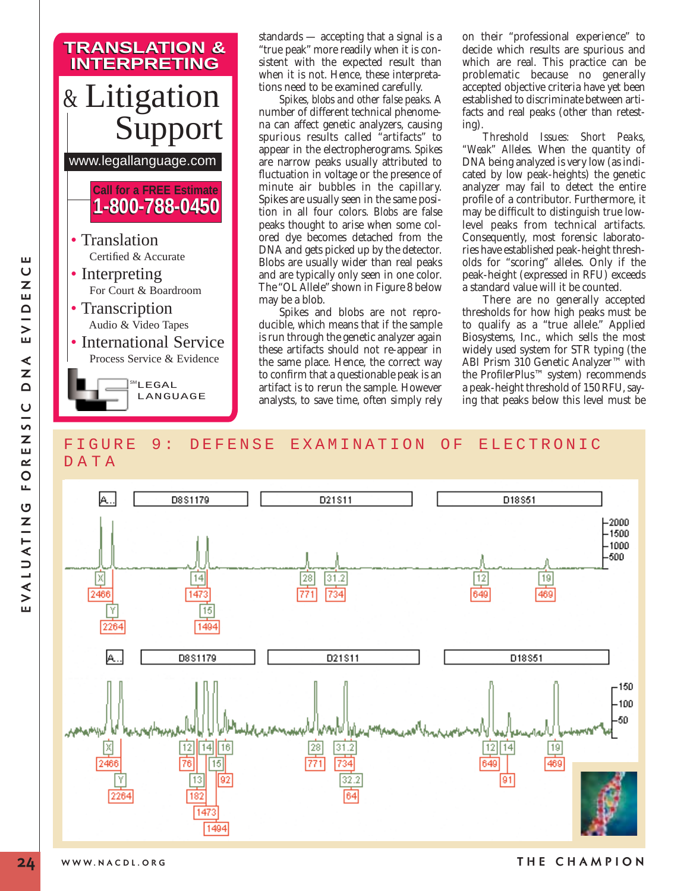standards — accepting that a signal is a "true peak" more readily when it is consistent with the expected result than when it is not. Hence, these interpretations need to be examined carefully.

*Spikes, blobs and other false peaks.* A number of different technical phenomena can affect genetic analyzers, causing spurious results called "artifacts" to appear in the electropherograms. Spikes are narrow peaks usually attributed to fluctuation in voltage or the presence of minute air bubbles in the capillary. Spikes are usually seen in the same position in all four colors. Blobs are false peaks thought to arise when some colored dye becomes detached from the DNA and gets picked up by the detector. Blobs are usually wider than real peaks and are typically only seen in one color. The "OL Allele" shown in Figure 8 below may be a blob.

Spikes and blobs are not reproducible, which means that if the sample is run through the genetic analyzer again these artifacts should not re-appear in the same place. Hence, the correct way to confirm that a questionable peak is an artifact is to rerun the sample. However analysts, to save time, often simply rely on their "professional experience" to decide which results are spurious and which are real. This practice can be problematic because no generally accepted objective criteria have yet been established to discriminate between artifacts and real peaks (other than retesting).

*Threshold Issues: Short Peaks, "Weak" Alleles.* When the quantity of DNA being analyzed is very low (as indicated by low peak-heights) the genetic analyzer may fail to detect the entire profile of a contributor. Furthermore, it may be difficult to distinguish true low-level peaks from technical artifacts. Consequently, most forensic laboratories have established peak-height thresholds for "scoring" alleles. Only if the peak-height (expressed in RFU) exceeds a standard value will it be counted.

There are no generally accepted thresholds for how high peaks must be to qualify as a "true allele." Applied Biosystems, Inc., which sells the most widely used system for STR typing (the ABI Prism 310 Genetic Analyzer™ with the ProfilerPlus™ system) recommends a peak-height threshold of 150 RFU, saying that peaks below this level must be

## FIGURE 9: DEFENSE EXAMINATION OF ELECTRONIC DATA

EVALUATING FORENSIC DNA EVIDENCE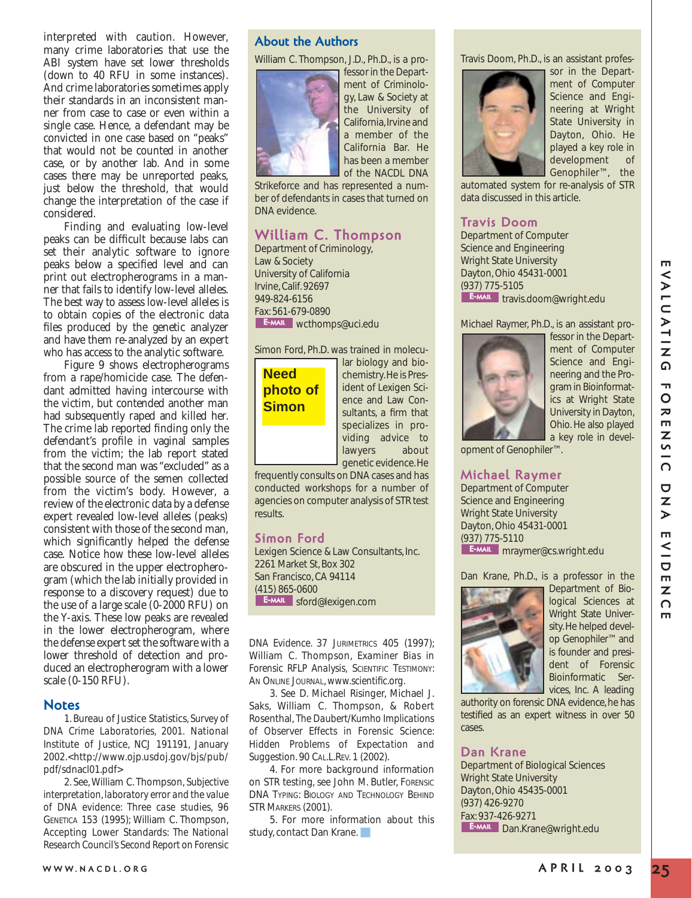interpreted with caution. However, many crime laboratories that use the ABI system have set lower thresholds (down to 40 RFU in some instances). And crime laboratories sometimes apply their standards in an inconsistent manner from case to case or even within a single case. Hence, a defendant may be convicted in one case based on "peaks" that would not be counted in another case, or by another lab. And in some cases there may be unreported peaks, just below the threshold, that would change the interpretation of the case if considered.

Finding and evaluating low-level peaks can be difficult because labs can set their analytic software to ignore peaks below a specified level and can print out electropherograms in a manner that fails to identify low-level alleles. The best way to assess low-level alleles is to obtain copies of the electronic data files produced by the genetic analyzer and have them re-analyzed by an expert who has access to the analytic software.

Figure 9 shows electropherograms from a rape/homicide case. The defendant admitted having intercourse with the victim, but contended another man had subsequently raped and killed her. The crime lab reported finding only the defendant's profile in vaginal samples from the victim; the lab report stated that the second man was "excluded" as a possible source of the semen collected from the victim's body. However, a review of the electronic data by a defense expert revealed low-level alleles (peaks) consistent with those of the second man, which significantly helped the defense case. Notice how these low-level alleles are obscured in the upper electropherogram (which the lab initially provided in response to a discovery request) due to the use of a large scale (0-2000 RFU) on the Y-axis. These low peaks are revealed in the lower electropherogram, where the defense expert set the software with a lower threshold of detection and produced an electropherogram with a lower scale (0-150 RFU).

## Notes

1. Bureau of Justice Statistics, *Survey of DNA Crime Laboratories, 2001*. National Institute of Justice, NCJ 191191, January 2002.<http://www.ojp.usdoj.gov/bjs/pub/pdf/sdnacl01.pdf>

2. *See*, William C. Thompson, *Subjective interpretation, laboratory error and the value of DNA evidence: Three case studies*, 96 GENETICA 153 (1995); William C. Thompson, *Accepting Lower Standards: The National Research Council's Second Report on Forensic DNA Evidence*. 37 JURIMETRICS 405 (1997); William C. Thompson, *Examiner Bias in Forensic RFLP Analysis*, SCIENTIFIC TESTIMONY: AN ONLINE JOURNAL, www.scientific.org.

3. *See* D. Michael Risinger, Michael J. Saks, William C. Thompson, & Robert Rosenthal, *The Daubert/Kumho Implications of Observer Effects in Forensic Science: Hidden Problems of Expectation and Suggestion*. 90 CAL.L.REV. 1 (2002).

4. For more background information on STR testing, see John M. Butler, FORENSIC DNA TYPING: BIOLOGY AND TECHNOLOGY BEHIND STR MARKERS (2001).

5. For more information about this study, contact Dan Krane.

## About the Authors

William C. Thompson, J.D., Ph.D., is a professor in the Department of Criminology, Law & Society at the University of California, Irvine and a member of the California Bar. He has been a member of the NACDL DNA Strikeforce and has represented a number of defendants in cases that turned on DNA evidence.

### William C. Thompson

Department of Criminology, Law & Society
University of California
Irvine, Calif. 92697
949-824-6156
Fax: 561-679-0890
E-MAIL wcthomps@uci.edu

Simon Ford, Ph.D. was trained in molecular biology and biochemistry. He is President of Lexigen Science and Law Consultants, a firm that specializes in providing advice to lawyers about genetic evidence. He frequently consults on DNA cases and has conducted workshops for a number of agencies on computer analysis of STR test results.

Need photo of Simon

### Simon Ford

Lexigen Science & Law Consultants, Inc.
2261 Market St, Box 302
San Francisco, CA 94114
(415) 865-0600
E-MAIL sford@lexigen.com

Travis Doom, Ph.D., is an assistant professor in the Department of Computer Science and Engineering at Wright State University in Dayton, Ohio. He played a key role in development of Genophiler™, the automated system for re-analysis of STR data discussed in this article.

### Travis Doom

Department of Computer Science and Engineering
Wright State University
Dayton, Ohio 45431-0001
(937) 775-5105
E-MAIL travis.doom@wright.edu

Michael Raymer, Ph.D., is an assistant professor in the Department of Computer Science and Engineering and the Program in Bioinformatics at Wright State University in Dayton, Ohio. He also played a key role in development of Genophiler™.

### Michael Raymer

Department of Computer Science and Engineering
Wright State University
Dayton, Ohio 45431-0001
(937) 775-5110
E-MAIL mraymer@cs.wright.edu

Dan Krane, Ph.D., is a professor in the Department of Biological Sciences at Wright State University. He helped develop Genophiler™ and is founder and president of Forensic Bioinformatic Services, Inc. A leading authority on forensic DNA evidence, he has testified as an expert witness in over 50 cases.

### Dan Krane

Department of Biological Sciences
Wright State University
Dayton, Ohio 45435-0001
(937) 426-9270
Fax: 937-426-9271
E-MAIL Dan.Krane@wright.edu